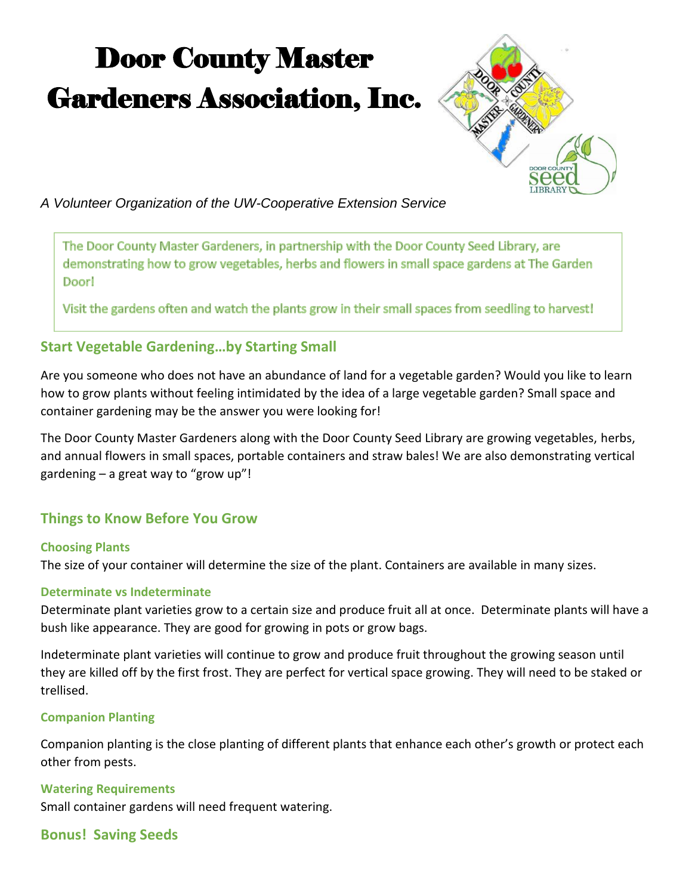# Door County Master Gardeners Association, Inc.

*A Volunteer Organization of the UW-Cooperative Extension Service*

> The Door County Master Gardeners, in partnership with the Door County Seed Library, are demonstrating how to grow vegetables, herbs and flowers in small space gardens at The Garden Door!
>
> Visit the gardens often and watch the plants grow in their small spaces from seedling to harvest!

## Start Vegetable Gardening…by Starting Small

Are you someone who does not have an abundance of land for a vegetable garden? Would you like to learn how to grow plants without feeling intimidated by the idea of a large vegetable garden? Small space and container gardening may be the answer you were looking for!

The Door County Master Gardeners along with the Door County Seed Library are growing vegetables, herbs, and annual flowers in small spaces, portable containers and straw bales! We are also demonstrating vertical gardening – a great way to "grow up"!

## Things to Know Before You Grow

### Choosing Plants

The size of your container will determine the size of the plant. Containers are available in many sizes.

### Determinate vs Indeterminate

Determinate plant varieties grow to a certain size and produce fruit all at once. Determinate plants will have a bush like appearance. They are good for growing in pots or grow bags.

Indeterminate plant varieties will continue to grow and produce fruit throughout the growing season until they are killed off by the first frost. They are perfect for vertical space growing. They will need to be staked or trellised.

### Companion Planting

Companion planting is the close planting of different plants that enhance each other's growth or protect each other from pests.

### Watering Requirements

Small container gardens will need frequent watering.

## Bonus! Saving Seeds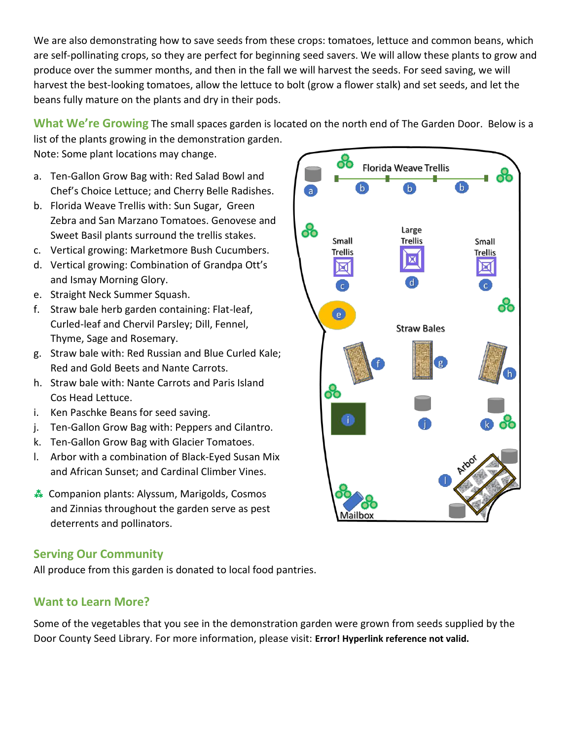We are also demonstrating how to save seeds from these crops: tomatoes, lettuce and common beans, which are self-pollinating crops, so they are perfect for beginning seed savers. We will allow these plants to grow and produce over the summer months, and then in the fall we will harvest the seeds. For seed saving, we will harvest the best-looking tomatoes, allow the lettuce to bolt (grow a flower stalk) and set seeds, and let the beans fully mature on the plants and dry in their pods.

## What We're Growing

The small spaces garden is located on the north end of The Garden Door. Below is a list of the plants growing in the demonstration garden.
Note: Some plant locations may change.

a. Ten-Gallon Grow Bag with: Red Salad Bowl and Chef's Choice Lettuce; and Cherry Belle Radishes.
b. Florida Weave Trellis with: Sun Sugar, Green Zebra and San Marzano Tomatoes. Genovese and Sweet Basil plants surround the trellis stakes.
c. Vertical growing: Marketmore Bush Cucumbers.
d. Vertical growing: Combination of Grandpa Ott's and Ismay Morning Glory.
e. Straight Neck Summer Squash.
f. Straw bale herb garden containing: Flat-leaf, Curled-leaf and Chervil Parsley; Dill, Fennel, Thyme, Sage and Rosemary.
g. Straw bale with: Red Russian and Blue Curled Kale; Red and Gold Beets and Nante Carrots.
h. Straw bale with: Nante Carrots and Paris Island Cos Head Lettuce.
i. Ken Paschke Beans for seed saving.
j. Ten-Gallon Grow Bag with: Peppers and Cilantro.
k. Ten-Gallon Grow Bag with Glacier Tomatoes.
l. Arbor with a combination of Black-Eyed Susan Mix and African Sunset; and Cardinal Climber Vines.

⁂ Companion plants: Alyssum, Marigolds, Cosmos and Zinnias throughout the garden serve as pest deterrents and pollinators.

Florida Weave Trellis
a
b
b
b
Small Trellis
Large Trellis
Small Trellis
c
d
c
e
Straw Bales
f
g
h
i
j
k
Arbor
l
Mailbox

## Serving Our Community

All produce from this garden is donated to local food pantries.

## Want to Learn More?

Some of the vegetables that you see in the demonstration garden were grown from seeds supplied by the Door County Seed Library. For more information, please visit: **Error! Hyperlink reference not valid.**